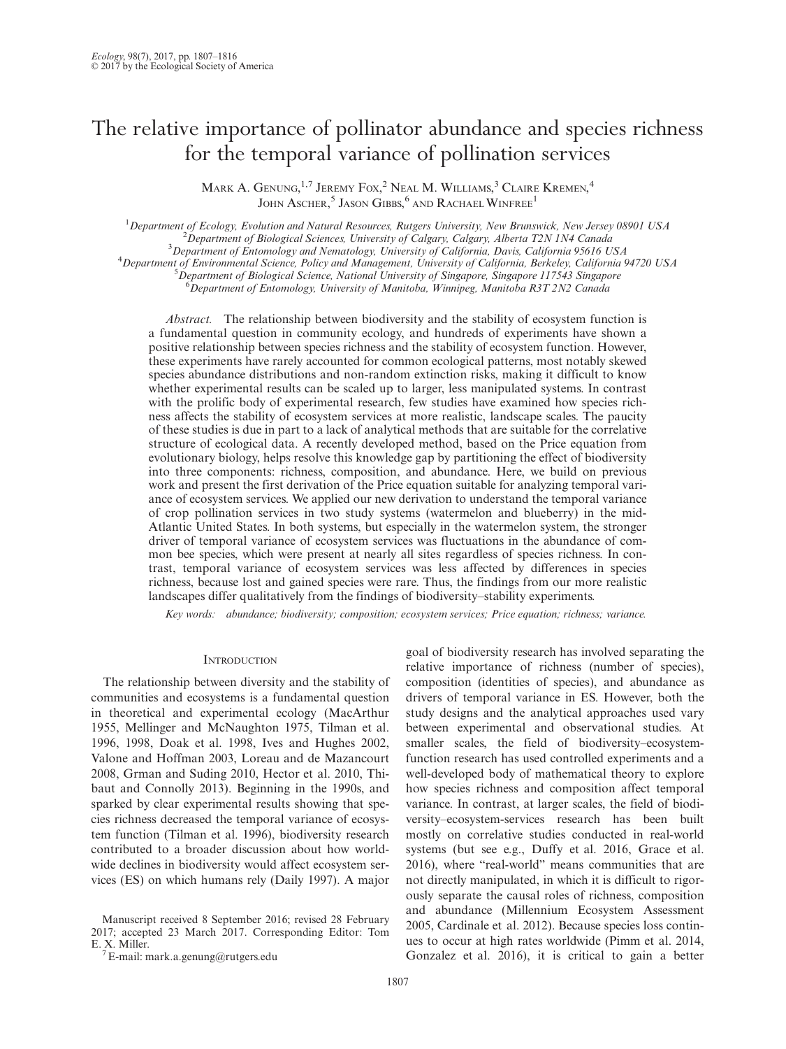# The relative importance of pollinator abundance and species richness for the temporal variance of pollination services

Mark A. Genung,[1,7] Jeremy Fox,[2] Neal M. Williams,[3] Claire Kremen,[4] John Ascher,[5] Jason Gibbs,[6] and Rachael Winfree[1]

[1]*Department of Ecology, Evolution and Natural Resources, Rutgers University, New Brunswick, New Jersey 08901 USA*
[2]*Department of Biological Sciences, University of Calgary, Calgary, Alberta T2N 1N4 Canada*
[3]*Department of Entomology and Nematology, University of California, Davis, California 95616 USA*
[4]*Department of Environmental Science, Policy and Management, University of California, Berkeley, California 94720 USA*
[5]*Department of Biological Science, National University of Singapore, Singapore 117543 Singapore*
[6]*Department of Entomology, University of Manitoba, Winnipeg, Manitoba R3T 2N2 Canada*

*Abstract.* The relationship between biodiversity and the stability of ecosystem function is a fundamental question in community ecology, and hundreds of experiments have shown a positive relationship between species richness and the stability of ecosystem function. However, these experiments have rarely accounted for common ecological patterns, most notably skewed species abundance distributions and non-random extinction risks, making it difficult to know whether experimental results can be scaled up to larger, less manipulated systems. In contrast with the prolific body of experimental research, few studies have examined how species richness affects the stability of ecosystem services at more realistic, landscape scales. The paucity of these studies is due in part to a lack of analytical methods that are suitable for the correlative structure of ecological data. A recently developed method, based on the Price equation from evolutionary biology, helps resolve this knowledge gap by partitioning the effect of biodiversity into three components: richness, composition, and abundance. Here, we build on previous work and present the first derivation of the Price equation suitable for analyzing temporal variance of ecosystem services. We applied our new derivation to understand the temporal variance of crop pollination services in two study systems (watermelon and blueberry) in the mid-Atlantic United States. In both systems, but especially in the watermelon system, the stronger driver of temporal variance of ecosystem services was fluctuations in the abundance of common bee species, which were present at nearly all sites regardless of species richness. In contrast, temporal variance of ecosystem services was less affected by differences in species richness, because lost and gained species were rare. Thus, the findings from our more realistic landscapes differ qualitatively from the findings of biodiversity–stability experiments.

*Key words:* abundance; biodiversity; composition; ecosystem services; Price equation; richness; variance.

## Introduction

The relationship between diversity and the stability of communities and ecosystems is a fundamental question in theoretical and experimental ecology (MacArthur 1955, Mellinger and McNaughton 1975, Tilman et al. 1996, 1998, Doak et al. 1998, Ives and Hughes 2002, Valone and Hoffman 2003, Loreau and de Mazancourt 2008, Grman and Suding 2010, Hector et al. 2010, Thibaut and Connolly 2013). Beginning in the 1990s, and sparked by clear experimental results showing that species richness decreased the temporal variance of ecosystem function (Tilman et al. 1996), biodiversity research contributed to a broader discussion about how worldwide declines in biodiversity would affect ecosystem services (ES) on which humans rely (Daily 1997). A major goal of biodiversity research has involved separating the relative importance of richness (number of species), composition (identities of species), and abundance as drivers of temporal variance in ES. However, both the study designs and the analytical approaches used vary between experimental and observational studies. At smaller scales, the field of biodiversity–ecosystem-function research has used controlled experiments and a well-developed body of mathematical theory to explore how species richness and composition affect temporal variance. In contrast, at larger scales, the field of biodiversity–ecosystem-services research has been built mostly on correlative studies conducted in real-world systems (but see e.g., Duffy et al. 2016, Grace et al. 2016), where "real-world" means communities that are not directly manipulated, in which it is difficult to rigorously separate the causal roles of richness, composition and abundance (Millennium Ecosystem Assessment 2005, Cardinale et al. 2012). Because species loss continues to occur at high rates worldwide (Pimm et al. 2014, Gonzalez et al. 2016), it is critical to gain a better

Manuscript received 8 September 2016; revised 28 February 2017; accepted 23 March 2017. Corresponding Editor: Tom E. X. Miller.

[7]E-mail: mark.a.genung@rutgers.edu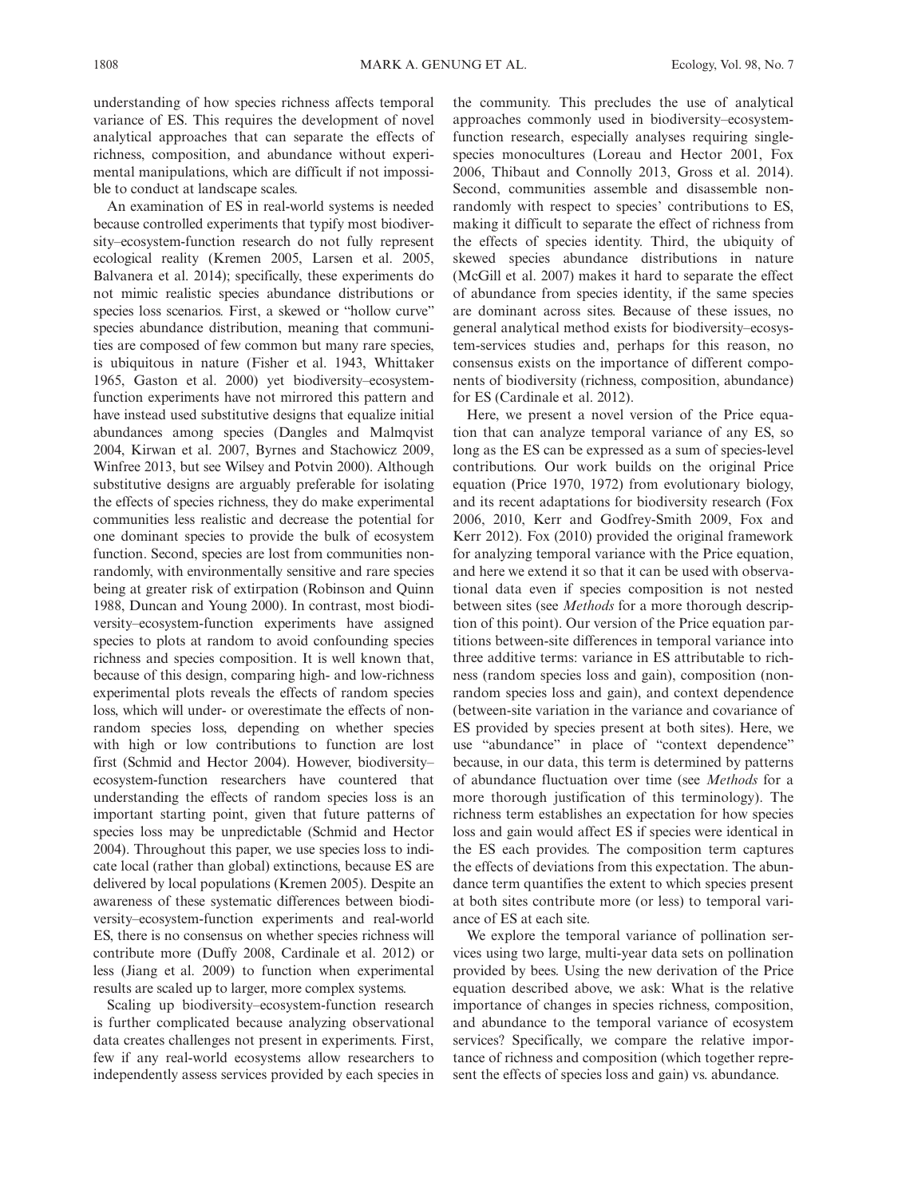understanding of how species richness affects temporal variance of ES. This requires the development of novel analytical approaches that can separate the effects of richness, composition, and abundance without experimental manipulations, which are difficult if not impossible to conduct at landscape scales.

An examination of ES in real-world systems is needed because controlled experiments that typify most biodiversity–ecosystem-function research do not fully represent ecological reality (Kremen 2005, Larsen et al. 2005, Balvanera et al. 2014); specifically, these experiments do not mimic realistic species abundance distributions or species loss scenarios. First, a skewed or "hollow curve" species abundance distribution, meaning that communities are composed of few common but many rare species, is ubiquitous in nature (Fisher et al. 1943, Whittaker 1965, Gaston et al. 2000) yet biodiversity–ecosystem-function experiments have not mirrored this pattern and have instead used substitutive designs that equalize initial abundances among species (Dangles and Malmqvist 2004, Kirwan et al. 2007, Byrnes and Stachowicz 2009, Winfree 2013, but see Wilsey and Potvin 2000). Although substitutive designs are arguably preferable for isolating the effects of species richness, they do make experimental communities less realistic and decrease the potential for one dominant species to provide the bulk of ecosystem function. Second, species are lost from communities non-randomly, with environmentally sensitive and rare species being at greater risk of extirpation (Robinson and Quinn 1988, Duncan and Young 2000). In contrast, most biodiversity–ecosystem-function experiments have assigned species to plots at random to avoid confounding species richness and species composition. It is well known that, because of this design, comparing high- and low-richness experimental plots reveals the effects of random species loss, which will under- or overestimate the effects of non-random species loss, depending on whether species with high or low contributions to function are lost first (Schmid and Hector 2004). However, biodiversity–ecosystem-function researchers have countered that understanding the effects of random species loss is an important starting point, given that future patterns of species loss may be unpredictable (Schmid and Hector 2004). Throughout this paper, we use species loss to indicate local (rather than global) extinctions, because ES are delivered by local populations (Kremen 2005). Despite an awareness of these systematic differences between biodiversity–ecosystem-function experiments and real-world ES, there is no consensus on whether species richness will contribute more (Duffy 2008, Cardinale et al. 2012) or less (Jiang et al. 2009) to function when experimental results are scaled up to larger, more complex systems.

Scaling up biodiversity–ecosystem-function research is further complicated because analyzing observational data creates challenges not present in experiments. First, few if any real-world ecosystems allow researchers to independently assess services provided by each species in the community. This precludes the use of analytical approaches commonly used in biodiversity–ecosystem-function research, especially analyses requiring single-species monocultures (Loreau and Hector 2001, Fox 2006, Thibaut and Connolly 2013, Gross et al. 2014). Second, communities assemble and disassemble non-randomly with respect to species' contributions to ES, making it difficult to separate the effect of richness from the effects of species identity. Third, the ubiquity of skewed species abundance distributions in nature (McGill et al. 2007) makes it hard to separate the effect of abundance from species identity, if the same species are dominant across sites. Because of these issues, no general analytical method exists for biodiversity–ecosystem-services studies and, perhaps for this reason, no consensus exists on the importance of different components of biodiversity (richness, composition, abundance) for ES (Cardinale et al. 2012).

Here, we present a novel version of the Price equation that can analyze temporal variance of any ES, so long as the ES can be expressed as a sum of species-level contributions. Our work builds on the original Price equation (Price 1970, 1972) from evolutionary biology, and its recent adaptations for biodiversity research (Fox 2006, 2010, Kerr and Godfrey-Smith 2009, Fox and Kerr 2012). Fox (2010) provided the original framework for analyzing temporal variance with the Price equation, and here we extend it so that it can be used with observational data even if species composition is not nested between sites (see *Methods* for a more thorough description of this point). Our version of the Price equation partitions between-site differences in temporal variance into three additive terms: variance in ES attributable to richness (random species loss and gain), composition (non-random species loss and gain), and context dependence (between-site variation in the variance and covariance of ES provided by species present at both sites). Here, we use "abundance" in place of "context dependence" because, in our data, this term is determined by patterns of abundance fluctuation over time (see *Methods* for a more thorough justification of this terminology). The richness term establishes an expectation for how species loss and gain would affect ES if species were identical in the ES each provides. The composition term captures the effects of deviations from this expectation. The abundance term quantifies the extent to which species present at both sites contribute more (or less) to temporal variance of ES at each site.

We explore the temporal variance of pollination services using two large, multi-year data sets on pollination provided by bees. Using the new derivation of the Price equation described above, we ask: What is the relative importance of changes in species richness, composition, and abundance to the temporal variance of ecosystem services? Specifically, we compare the relative importance of richness and composition (which together represent the effects of species loss and gain) vs. abundance.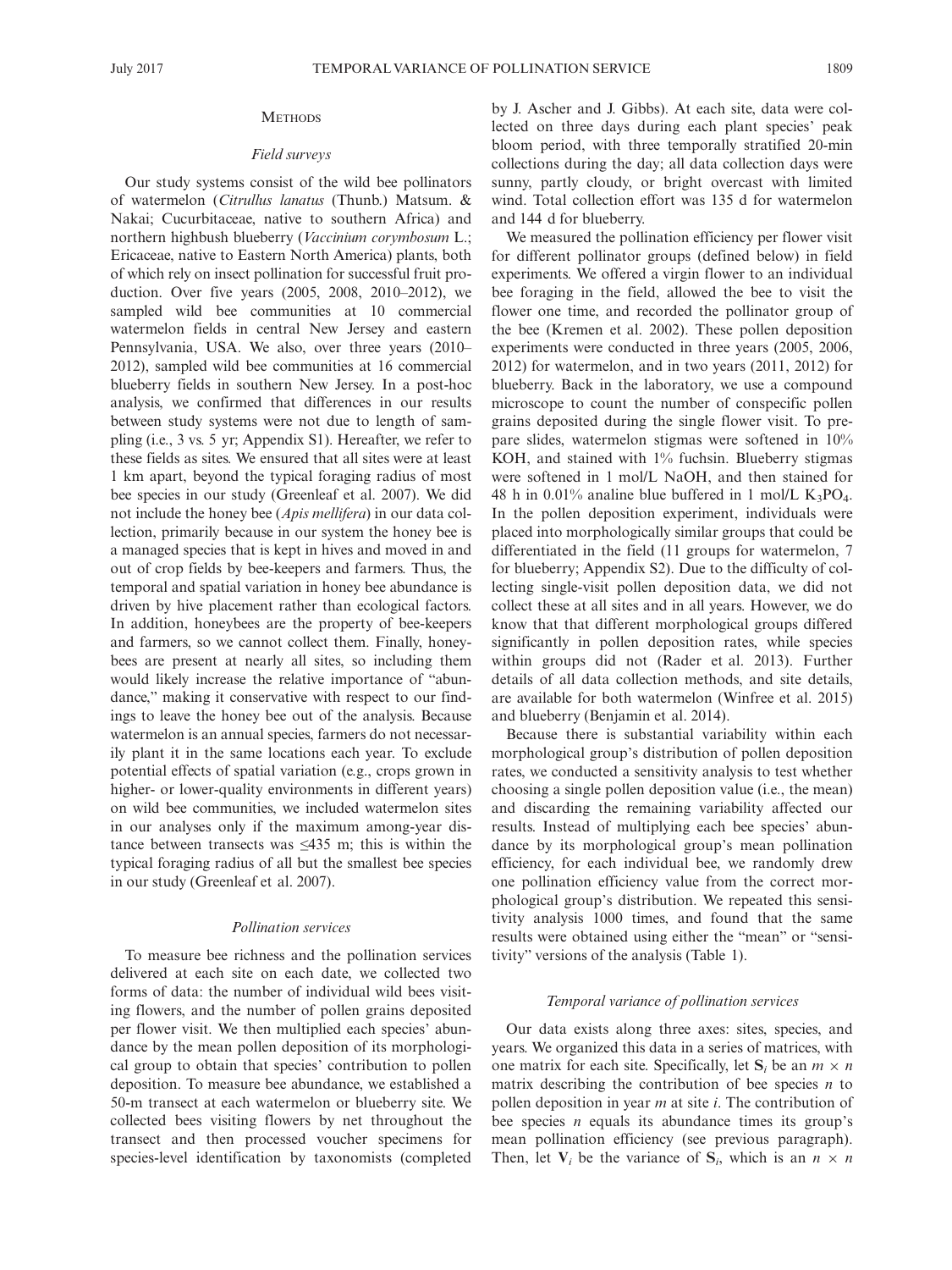## METHODS

### Field surveys

Our study systems consist of the wild bee pollinators of watermelon (*Citrullus lanatus* (Thunb.) Matsum. & Nakai; Cucurbitaceae, native to southern Africa) and northern highbush blueberry (*Vaccinium corymbosum* L.; Ericaceae, native to Eastern North America) plants, both of which rely on insect pollination for successful fruit production. Over five years (2005, 2008, 2010–2012), we sampled wild bee communities at 10 commercial watermelon fields in central New Jersey and eastern Pennsylvania, USA. We also, over three years (2010–2012), sampled wild bee communities at 16 commercial blueberry fields in southern New Jersey. In a post-hoc analysis, we confirmed that differences in our results between study systems were not due to length of sampling (i.e., 3 vs. 5 yr; Appendix S1). Hereafter, we refer to these fields as sites. We ensured that all sites were at least 1 km apart, beyond the typical foraging radius of most bee species in our study (Greenleaf et al. 2007). We did not include the honey bee (*Apis mellifera*) in our data collection, primarily because in our system the honey bee is a managed species that is kept in hives and moved in and out of crop fields by bee-keepers and farmers. Thus, the temporal and spatial variation in honey bee abundance is driven by hive placement rather than ecological factors. In addition, honeybees are the property of bee-keepers and farmers, so we cannot collect them. Finally, honeybees are present at nearly all sites, so including them would likely increase the relative importance of "abundance," making it conservative with respect to our findings to leave the honey bee out of the analysis. Because watermelon is an annual species, farmers do not necessarily plant it in the same locations each year. To exclude potential effects of spatial variation (e.g., crops grown in higher- or lower-quality environments in different years) on wild bee communities, we included watermelon sites in our analyses only if the maximum among-year distance between transects was ≤435 m; this is within the typical foraging radius of all but the smallest bee species in our study (Greenleaf et al. 2007).

### Pollination services

To measure bee richness and the pollination services delivered at each site on each date, we collected two forms of data: the number of individual wild bees visiting flowers, and the number of pollen grains deposited per flower visit. We then multiplied each species' abundance by the mean pollen deposition of its morphological group to obtain that species' contribution to pollen deposition. To measure bee abundance, we established a 50-m transect at each watermelon or blueberry site. We collected bees visiting flowers by net throughout the transect and then processed voucher specimens for species-level identification by taxonomists (completed by J. Ascher and J. Gibbs). At each site, data were collected on three days during each plant species' peak bloom period, with three temporally stratified 20-min collections during the day; all data collection days were sunny, partly cloudy, or bright overcast with limited wind. Total collection effort was 135 d for watermelon and 144 d for blueberry.

We measured the pollination efficiency per flower visit for different pollinator groups (defined below) in field experiments. We offered a virgin flower to an individual bee foraging in the field, allowed the bee to visit the flower one time, and recorded the pollinator group of the bee (Kremen et al. 2002). These pollen deposition experiments were conducted in three years (2005, 2006, 2012) for watermelon, and in two years (2011, 2012) for blueberry. Back in the laboratory, we use a compound microscope to count the number of conspecific pollen grains deposited during the single flower visit. To prepare slides, watermelon stigmas were softened in 10% KOH, and stained with 1% fuchsin. Blueberry stigmas were softened in 1 mol/L NaOH, and then stained for 48 h in 0.01% analine blue buffered in 1 mol/L $K_3PO_4$. In the pollen deposition experiment, individuals were placed into morphologically similar groups that could be differentiated in the field (11 groups for watermelon, 7 for blueberry; Appendix S2). Due to the difficulty of collecting single-visit pollen deposition data, we did not collect these at all sites and in all years. However, we do know that different morphological groups differed significantly in pollen deposition rates, while species within groups did not (Rader et al. 2013). Further details of all data collection methods, and site details, are available for both watermelon (Winfree et al. 2015) and blueberry (Benjamin et al. 2014).

Because there is substantial variability within each morphological group's distribution of pollen deposition rates, we conducted a sensitivity analysis to test whether choosing a single pollen deposition value (i.e., the mean) and discarding the remaining variability affected our results. Instead of multiplying each bee species' abundance by its morphological group's mean pollination efficiency, for each individual bee, we randomly drew one pollination efficiency value from the correct morphological group's distribution. We repeated this sensitivity analysis 1000 times, and found that the same results were obtained using either the "mean" or "sensitivity" versions of the analysis (Table 1).

### Temporal variance of pollination services

Our data exists along three axes: sites, species, and years. We organized this data in a series of matrices, with one matrix for each site. Specifically, let $\mathbf{S}_i$ be an $m \times n$ matrix describing the contribution of bee species $n$ to pollen deposition in year $m$ at site $i$. The contribution of bee species $n$ equals its abundance times its group's mean pollination efficiency (see previous paragraph). Then, let $\mathbf{V}_i$ be the variance of $\mathbf{S}_i$, which is an $n \times n$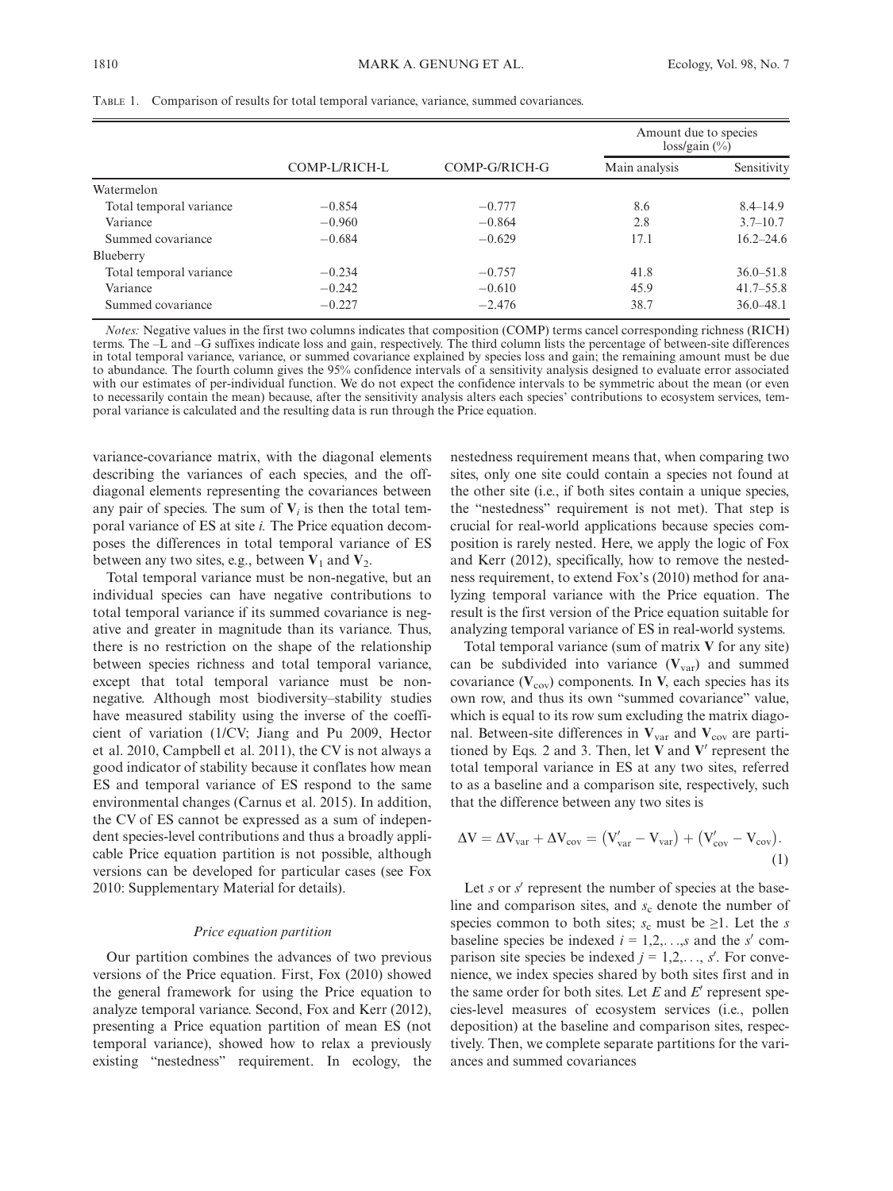TABLE 1. Comparison of results for total temporal variance, variance, summed covariances.

| | COMP-L/RICH-L | COMP-G/RICH-G | Amount due to species loss/gain (%) | |
|---|---|---|---|---|
| | | | Main analysis | Sensitivity |
| Watermelon | | | | |
| Total temporal variance | −0.854 | −0.777 | 8.6 | 8.4–14.9 |
| Variance | −0.960 | −0.864 | 2.8 | 3.7–10.7 |
| Summed covariance | −0.684 | −0.629 | 17.1 | 16.2–24.6 |
| Blueberry | | | | |
| Total temporal variance | −0.234 | −0.757 | 41.8 | 36.0–51.8 |
| Variance | −0.242 | −0.610 | 45.9 | 41.7–55.8 |
| Summed covariance | −0.227 | −2.476 | 38.7 | 36.0–48.1 |

*Notes:* Negative values in the first two columns indicates that composition (COMP) terms cancel corresponding richness (RICH) terms. The –L and –G suffixes indicate loss and gain, respectively. The third column lists the percentage of between-site differences in total temporal variance, variance, or summed covariance explained by species loss and gain; the remaining amount must be due to abundance. The fourth column gives the 95% confidence intervals of a sensitivity analysis designed to evaluate error associated with our estimates of per-individual function. We do not expect the confidence intervals to be symmetric about the mean (or even to necessarily contain the mean) because, after the sensitivity analysis alters each species' contributions to ecosystem services, temporal variance is calculated and the resulting data is run through the Price equation.

variance-covariance matrix, with the diagonal elements describing the variances of each species, and the off-diagonal elements representing the covariances between any pair of species. The sum of $\mathbf{V}_i$ is then the total temporal variance of ES at site *i.* The Price equation decomposes the differences in total temporal variance of ES between any two sites, e.g., between $\mathbf{V}_1$ and $\mathbf{V}_2$.

Total temporal variance must be non-negative, but an individual species can have negative contributions to total temporal variance if its summed covariance is negative and greater in magnitude than its variance. Thus, there is no restriction on the shape of the relationship between species richness and total temporal variance, except that total temporal variance must be non-negative. Although most biodiversity–stability studies have measured stability using the inverse of the coefficient of variation (1/CV; Jiang and Pu 2009, Hector et al. 2010, Campbell et al. 2011), the CV is not always a good indicator of stability because it conflates how mean ES and temporal variance of ES respond to the same environmental changes (Carnus et al. 2015). In addition, the CV of ES cannot be expressed as a sum of independent species-level contributions and thus a broadly applicable Price equation partition is not possible, although versions can be developed for particular cases (see Fox 2010: Supplementary Material for details).

### *Price equation partition*

Our partition combines the advances of two previous versions of the Price equation. First, Fox (2010) showed the general framework for using the Price equation to analyze temporal variance. Second, Fox and Kerr (2012), presenting a Price equation partition of mean ES (not temporal variance), showed how to relax a previously existing "nestedness" requirement. In ecology, the nestedness requirement means that, when comparing two sites, only one site could contain a species not found at the other site (i.e., if both sites contain a unique species, the "nestedness" requirement is not met). That step is crucial for real-world applications because species composition is rarely nested. Here, we apply the logic of Fox and Kerr (2012), specifically, how to remove the nestedness requirement, to extend Fox's (2010) method for analyzing temporal variance with the Price equation. The result is the first version of the Price equation suitable for analyzing temporal variance of ES in real-world systems.

Total temporal variance (sum of matrix $\mathbf{V}$ for any site) can be subdivided into variance ($\mathbf{V}_{\text{var}}$) and summed covariance ($\mathbf{V}_{\text{cov}}$) components. In $\mathbf{V}$, each species has its own row, and thus its own "summed covariance" value, which is equal to its row sum excluding the matrix diagonal. Between-site differences in $\mathbf{V}_{\text{var}}$ and $\mathbf{V}_{\text{cov}}$ are partitioned by Eqs. 2 and 3. Then, let $\mathbf{V}$ and $\mathbf{V}'$ represent the total temporal variance in ES at any two sites, referred to as a baseline and a comparison site, respectively, such that the difference between any two sites is

$$\Delta \mathrm{V} = \Delta \mathrm{V}_{\text{var}} + \Delta \mathrm{V}_{\text{cov}} = \left(\mathrm{V}'_{\text{var}} - \mathrm{V}_{\text{var}}\right) + \left(\mathrm{V}'_{\text{cov}} - \mathrm{V}_{\text{cov}}\right). \tag{1}$$

Let $s$ or $s'$ represent the number of species at the baseline and comparison sites, and $s_c$ denote the number of species common to both sites; $s_c$ must be ≥1. Let the $s$ baseline species be indexed $i = 1,2,\ldots,s$ and the $s'$ comparison site species be indexed $j = 1,2,\ldots, s'$. For convenience, we index species shared by both sites first and in the same order for both sites. Let $E$ and $E'$ represent species-level measures of ecosystem services (i.e., pollen deposition) at the baseline and comparison sites, respectively. Then, we complete separate partitions for the variances and summed covariances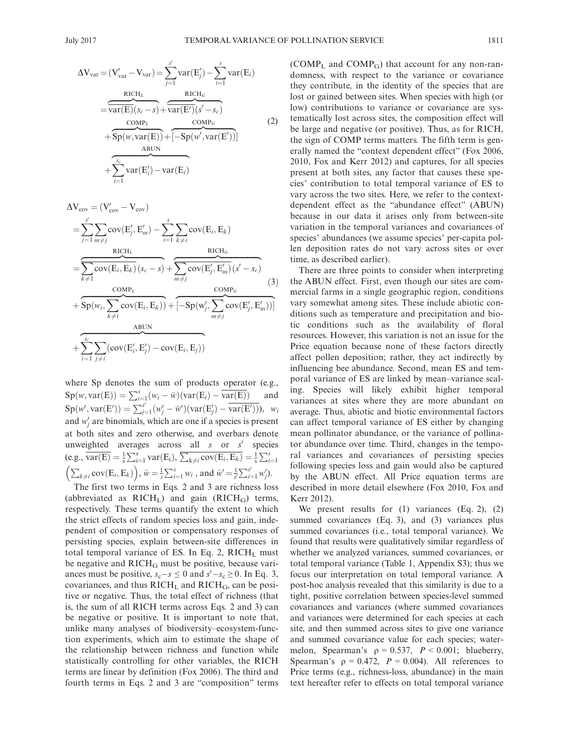$$
\begin{aligned}
\Delta V_{var} &= (V'_{var} - V_{var}) = \sum_{j=1}^{s'} var(E'_j) - \sum_{i=1}^{s} var(E_i) \\
&= \overbrace{\overline{var(E)}(s_c - s)}^{RICH_L} + \overbrace{\overline{var(E')}(s' - s_c)}^{RICH_G} \\
&\quad + \overbrace{Sp(w, var(E))}^{COMP_L} + \overbrace{[-Sp(w', var(E'))]}^{COMP_G} \\
&\quad + \overbrace{\sum_{i=1}^{s_c} var(E'_i) - var(E_i)}^{ABUN}
\end{aligned}
\tag{2}
$$

$$
\begin{aligned}
\Delta V_{cov} &= (V'_{cov} - V_{cov}) \\
&= \sum_{j=1}^{s'} \sum_{m \neq j} cov(E'_j, E'_m) - \sum_{i=1}^{s} \sum_{k \neq i} cov(E_i, E_k) \\
&= \overbrace{\overline{\sum_{k \neq 1} cov(E_i, E_k)}(s_c - s)}^{RICH_L} + \overbrace{\overline{\sum_{m \neq j} cov(E'_j, E'_m)}(s' - s_c)}^{RICH_G} \\
&\quad + \overbrace{Sp(w_i, \sum_{k \neq i} cov(E_i, E_k))}^{COMP_L} + \overbrace{[-Sp(w'_j, \sum_{m \neq j} cov(E'_j, E'_m))]}^{COMP_G} \\
&\quad + \overbrace{\sum_{i=1}^{s_c} \sum_{j \neq i} (cov(E'_i, E'_j) - cov(E_i, E_j))}^{ABUN}
\end{aligned}
\tag{3}
$$

where Sp denotes the sum of products operator (e.g., $Sp(w, var(E)) = \sum_{i=1}^{s}(w_i - \bar{w})(var(E_i) - \overline{var(E)})$ and $Sp(w', var(E')) = \sum_{j=1}^{s'}(w'_j - \bar{w}')(var(E'_j) - \overline{var(E')})$), $w_i$ and $w'_j$ are binomials, which are one if a species is present at both sites and zero otherwise, and overbars denote unweighted averages across all $s$ or $s'$ species (e.g., $\overline{var(E)} = \frac{1}{s}\sum_{i=1}^{s} var(E_i)$, $\overline{\sum_{k \neq i} cov(E_i, E_k)} = \frac{1}{s}\sum_{i=1}^{s}\left(\sum_{k \neq i} cov(E_i, E_k)\right)$, $\bar{w} = \frac{1}{s}\sum_{i=1}^{s} w_i$ , and $\bar{w}' = \frac{1}{s'}\sum_{i=1}^{s'} w'_j$).

The first two terms in Eqs. 2 and 3 are richness loss (abbreviated as $RICH_L$) and gain ($RICH_G$) terms, respectively. These terms quantify the extent to which the strict effects of random species loss and gain, independent of composition or compensatory responses of persisting species, explain between-site differences in total temporal variance of ES. In Eq. 2, $RICH_L$ must be negative and $RICH_G$ must be positive, because variances must be positive, $s_c - s \leq 0$ and $s' - s_c \geq 0$. In Eq. 3, covariances, and thus $RICH_L$ and $RICH_G$, can be positive or negative. Thus, the total effect of richness (that is, the sum of all RICH terms across Eqs. 2 and 3) can be negative or positive. It is important to note that, unlike many analyses of biodiversity–ecosystem-function experiments, which aim to estimate the shape of the relationship between richness and function while statistically controlling for other variables, the RICH terms are linear by definition (Fox 2006). The third and fourth terms in Eqs. 2 and 3 are "composition" terms ($COMP_L$ and $COMP_G$) that account for any non-randomness, with respect to the variance or covariance they contribute, in the identity of the species that are lost or gained between sites. When species with high (or low) contributions to variance or covariance are systematically lost across sites, the composition effect will be large and negative (or positive). Thus, as for RICH, the sign of COMP terms matters. The fifth term is generally named the "context dependent effect" (Fox 2006, 2010, Fox and Kerr 2012) and captures, for all species present at both sites, any factor that causes these species' contribution to total temporal variance of ES to vary across the two sites. Here, we refer to the context-dependent effect as the "abundance effect" (ABUN) because in our data it arises only from between-site variation in the temporal variances and covariances of species' abundances (we assume species' per-capita pollen deposition rates do not vary across sites or over time, as described earlier).

There are three points to consider when interpreting the ABUN effect. First, even though our sites are commercial farms in a single geographic region, conditions vary somewhat among sites. These include abiotic conditions such as temperature and precipitation and biotic conditions such as the availability of floral resources. However, this variation is not an issue for the Price equation because none of these factors directly affect pollen deposition; rather, they act indirectly by influencing bee abundance. Second, mean ES and temporal variance of ES are linked by mean–variance scaling. Species will likely exhibit higher temporal variances at sites where they are more abundant on average. Thus, abiotic and biotic environmental factors can affect temporal variance of ES either by changing mean pollinator abundance, or the variance of pollinator abundance over time. Third, changes in the temporal variances and covariances of persisting species following species loss and gain would also be captured by the ABUN effect. All Price equation terms are described in more detail elsewhere (Fox 2010, Fox and Kerr 2012).

We present results for (1) variances (Eq. 2), (2) summed covariances (Eq. 3), and (3) variances plus summed covariances (i.e., total temporal variance). We found that results were qualitatively similar regardless of whether we analyzed variances, summed covariances, or total temporal variance (Table 1, Appendix S3); thus we focus our interpretation on total temporal variance. A post-hoc analysis revealed that this similarity is due to a tight, positive correlation between species-level summed covariances and variances (where summed covariances and variances were determined for each species at each site, and then summed across sites to give one variance and summed covariance value for each species; watermelon, Spearman's $\rho = 0.537$, $P < 0.001$; blueberry, Spearman's $\rho = 0.472$, $P = 0.004$). All references to Price terms (e.g., richness-loss, abundance) in the main text hereafter refer to effects on total temporal variance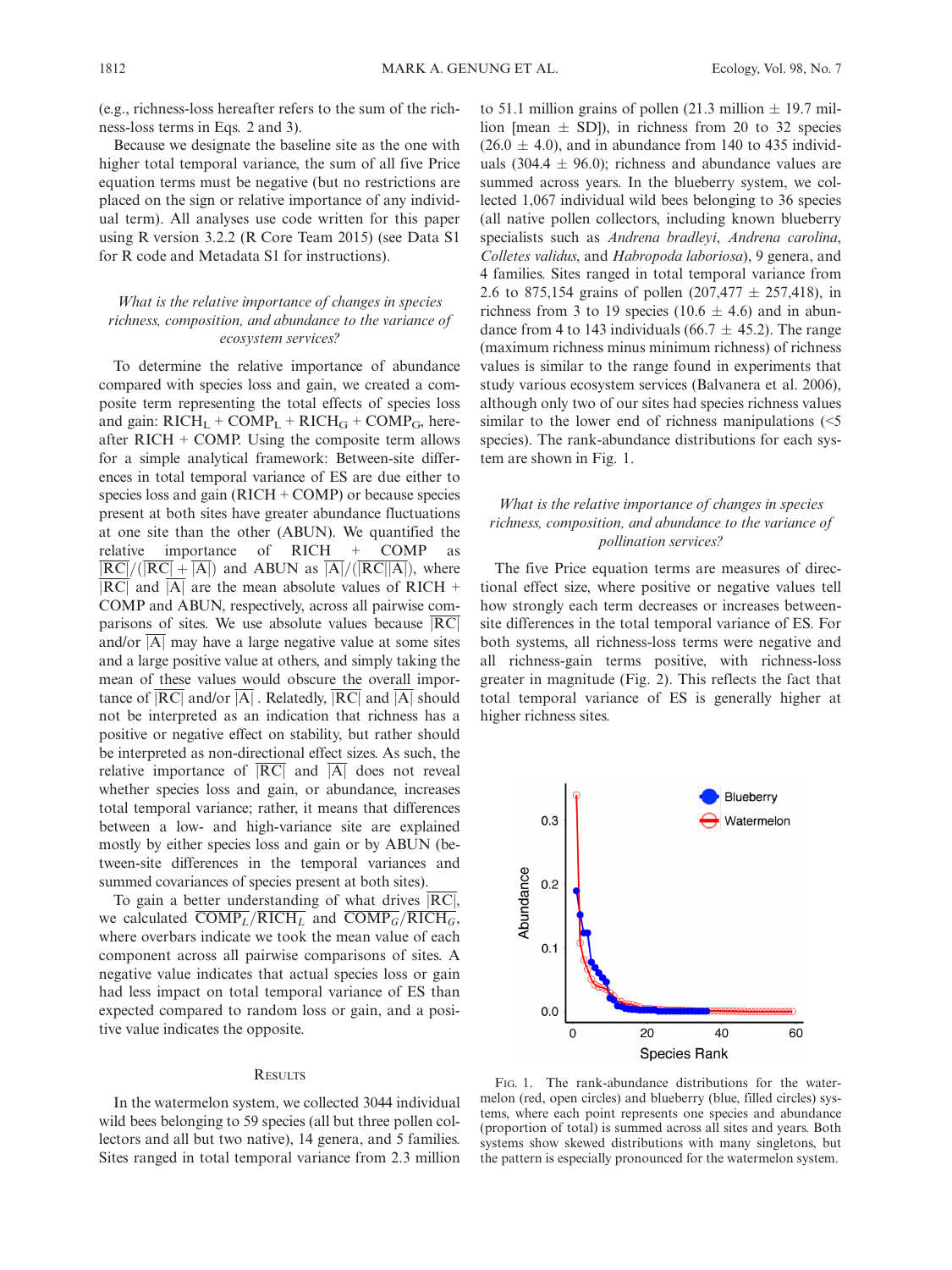(e.g., richness-loss hereafter refers to the sum of the richness-loss terms in Eqs. 2 and 3).

Because we designate the baseline site as the one with higher total temporal variance, the sum of all five Price equation terms must be negative (but no restrictions are placed on the sign or relative importance of any individual term). All analyses use code written for this paper using R version 3.2.2 (R Core Team 2015) (see Data S1 for R code and Metadata S1 for instructions).

### *What is the relative importance of changes in species richness, composition, and abundance to the variance of ecosystem services?*

To determine the relative importance of abundance compared with species loss and gain, we created a composite term representing the total effects of species loss and gain: $\text{RICH}_L + \text{COMP}_L + \text{RICH}_G + \text{COMP}_G$, hereafter RICH + COMP. Using the composite term allows for a simple analytical framework: Between-site differences in total temporal variance of ES are due either to species loss and gain (RICH + COMP) or because species present at both sites have greater abundance fluctuations at one site than the other (ABUN). We quantified the relative importance of RICH + COMP as $\overline{|RC|}/(\overline{|RC|}+\overline{|A|})$ and ABUN as $\overline{|A|}/(\overline{|RC|}\overline{|A|})$, where $\overline{|RC|}$ and $\overline{|A|}$ are the mean absolute values of RICH + COMP and ABUN, respectively, across all pairwise comparisons of sites. We use absolute values because $\overline{|RC|}$ and/or $\overline{|A|}$ may have a large negative value at some sites and a large positive value at others, and simply taking the mean of these values would obscure the overall importance of $\overline{|RC|}$ and/or $\overline{|A|}$. Relatedly, $\overline{|RC|}$ and $\overline{|A|}$ should not be interpreted as an indication that richness has a positive or negative effect on stability, but rather should be interpreted as non-directional effect sizes. As such, the relative importance of $\overline{|RC|}$ and $\overline{|A|}$ does not reveal whether species loss and gain, or abundance, increases total temporal variance; rather, it means that differences between a low- and high-variance site are explained mostly by either species loss and gain or by ABUN (between-site differences in the temporal variances and summed covariances of species present at both sites).

To gain a better understanding of what drives $\overline{|RC|}$, we calculated $\overline{\text{COMP}_L/\text{RICH}_L}$ and $\overline{\text{COMP}_G/\text{RICH}_G}$, where overbars indicate we took the mean value of each component across all pairwise comparisons of sites. A negative value indicates that actual species loss or gain had less impact on total temporal variance of ES than expected compared to random loss or gain, and a positive value indicates the opposite.

## Results

In the watermelon system, we collected 3044 individual wild bees belonging to 59 species (all but three pollen collectors and all but two native), 14 genera, and 5 families. Sites ranged in total temporal variance from 2.3 million to 51.1 million grains of pollen (21.3 million ± 19.7 million [mean ± SD]), in richness from 20 to 32 species (26.0 ± 4.0), and in abundance from 140 to 435 individuals (304.4 ± 96.0); richness and abundance values are summed across years. In the blueberry system, we collected 1,067 individual wild bees belonging to 36 species (all native pollen collectors, including known blueberry specialists such as *Andrena bradleyi*, *Andrena carolina*, *Colletes validus*, and *Habropoda laboriosa*), 9 genera, and 4 families. Sites ranged in total temporal variance from 2.6 to 875,154 grains of pollen (207,477 ± 257,418), in richness from 3 to 19 species (10.6 ± 4.6) and in abundance from 4 to 143 individuals (66.7 ± 45.2). The range (maximum richness minus minimum richness) of richness values is similar to the range found in experiments that study various ecosystem services (Balvanera et al. 2006), although only two of our sites had species richness values similar to the lower end of richness manipulations (<5 species). The rank-abundance distributions for each system are shown in Fig. 1.

### *What is the relative importance of changes in species richness, composition, and abundance to the variance of pollination services?*

The five Price equation terms are measures of directional effect size, where positive or negative values tell how strongly each term decreases or increases between-site differences in the total temporal variance of ES. For both systems, all richness-loss terms were negative and all richness-gain terms positive, with richness-loss greater in magnitude (Fig. 2). This reflects the fact that total temporal variance of ES is generally higher at higher richness sites.

Fig. 1. The rank-abundance distributions for the watermelon (red, open circles) and blueberry (blue, filled circles) systems, where each point represents one species and abundance (proportion of total) is summed across all sites and years. Both systems show skewed distributions with many singletons, but the pattern is especially pronounced for the watermelon system.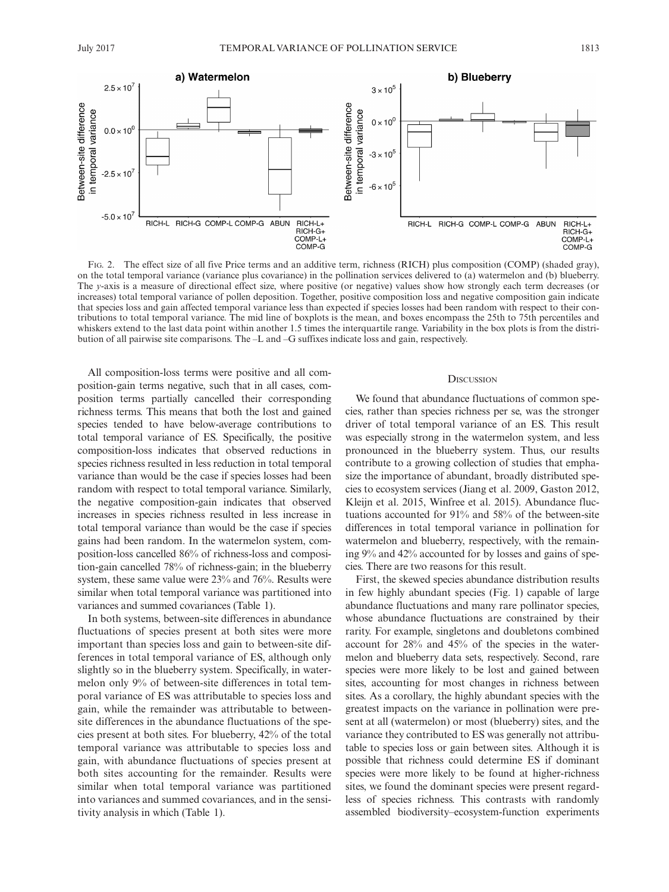Fig. 2. The effect size of all five Price terms and an additive term, richness (RICH) plus composition (COMP) (shaded gray), on the total temporal variance (variance plus covariance) in the pollination services delivered to (a) watermelon and (b) blueberry. The *y*-axis is a measure of directional effect size, where positive (or negative) values show how strongly each term decreases (or increases) total temporal variance of pollen deposition. Together, positive composition loss and negative composition gain indicate that species loss and gain affected temporal variance less than expected if species losses had been random with respect to their contributions to total temporal variance. The mid line of boxplots is the mean, and boxes encompass the 25th to 75th percentiles and whiskers extend to the last data point within another 1.5 times the interquartile range. Variability in the box plots is from the distribution of all pairwise site comparisons. The –L and –G suffixes indicate loss and gain, respectively.

All composition-loss terms were positive and all composition-gain terms negative, such that in all cases, composition terms partially cancelled their corresponding richness terms. This means that both the lost and gained species tended to have below-average contributions to total temporal variance of ES. Specifically, the positive composition-loss indicates that observed reductions in species richness resulted in less reduction in total temporal variance than would be the case if species losses had been random with respect to total temporal variance. Similarly, the negative composition-gain indicates that observed increases in species richness resulted in less increase in total temporal variance than would be the case if species gains had been random. In the watermelon system, composition-loss cancelled 86% of richness-loss and composition-gain cancelled 78% of richness-gain; in the blueberry system, these same value were 23% and 76%. Results were similar when total temporal variance was partitioned into variances and summed covariances (Table 1).

In both systems, between-site differences in abundance fluctuations of species present at both sites were more important than species loss and gain to between-site differences in total temporal variance of ES, although only slightly so in the blueberry system. Specifically, in watermelon only 9% of between-site differences in total temporal variance of ES was attributable to species loss and gain, while the remainder was attributable to between-site differences in the abundance fluctuations of the species present at both sites. For blueberry, 42% of the total temporal variance was attributable to species loss and gain, with abundance fluctuations of species present at both sites accounting for the remainder. Results were similar when total temporal variance was partitioned into variances and summed covariances, and in the sensitivity analysis in which (Table 1).

## Discussion

We found that abundance fluctuations of common species, rather than species richness per se, was the stronger driver of total temporal variance of an ES. This result was especially strong in the watermelon system, and less pronounced in the blueberry system. Thus, our results contribute to a growing collection of studies that emphasize the importance of abundant, broadly distributed species to ecosystem services (Jiang et al. 2009, Gaston 2012, Kleijn et al. 2015, Winfree et al. 2015). Abundance fluctuations accounted for 91% and 58% of the between-site differences in total temporal variance in pollination for watermelon and blueberry, respectively, with the remaining 9% and 42% accounted for by losses and gains of species. There are two reasons for this result.

First, the skewed species abundance distribution results in few highly abundant species (Fig. 1) capable of large abundance fluctuations and many rare pollinator species, whose abundance fluctuations are constrained by their rarity. For example, singletons and doubletons combined account for 28% and 45% of the species in the watermelon and blueberry data sets, respectively. Second, rare species were more likely to be lost and gained between sites, accounting for most changes in richness between sites. As a corollary, the highly abundant species with the greatest impacts on the variance in pollination were present at all (watermelon) or most (blueberry) sites, and the variance they contributed to ES was generally not attributable to species loss or gain between sites. Although it is possible that richness could determine ES if dominant species were more likely to be found at higher-richness sites, we found the dominant species were present regardless of species richness. This contrasts with randomly assembled biodiversity–ecosystem-function experiments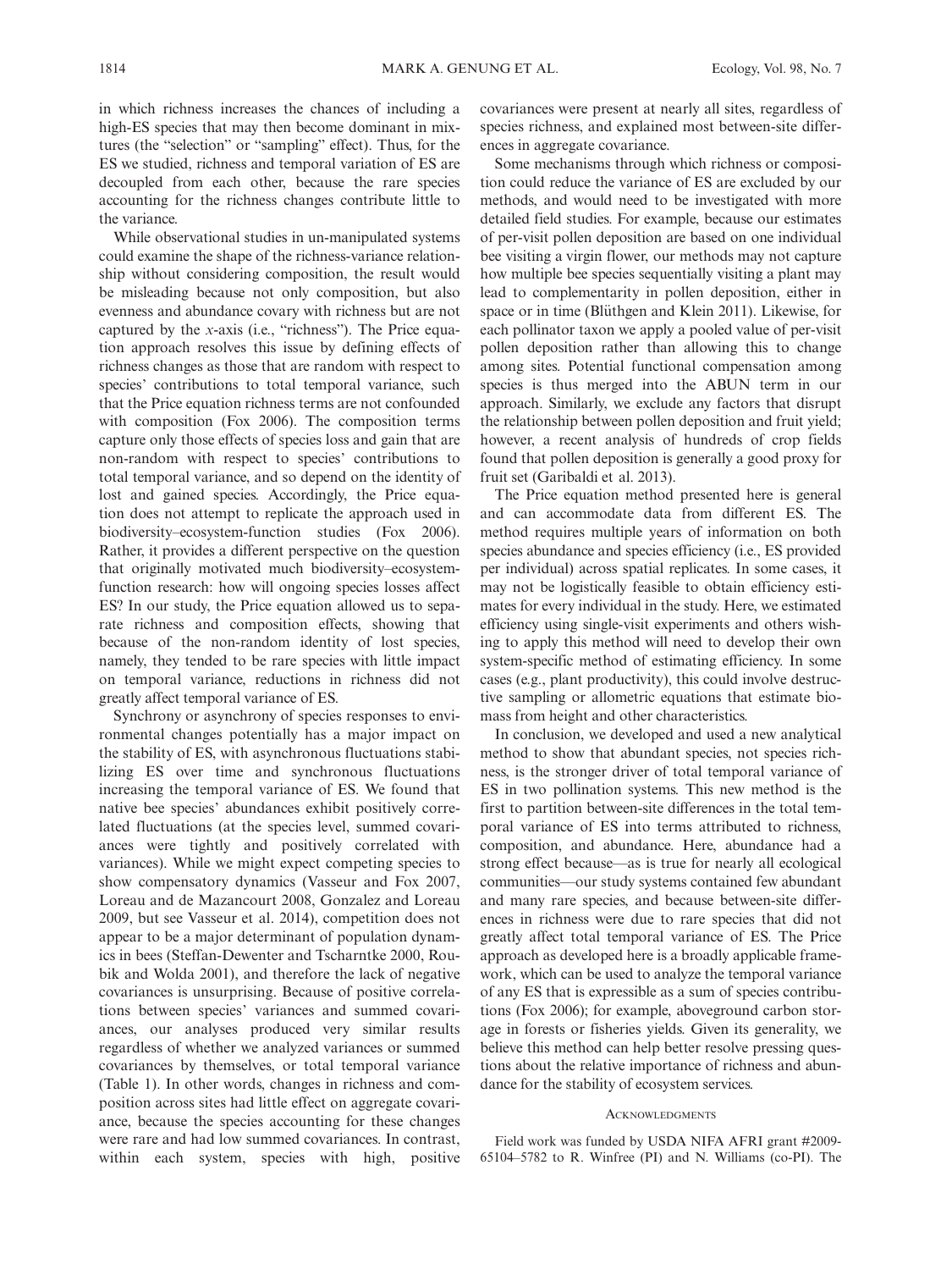in which richness increases the chances of including a high-ES species that may then become dominant in mixtures (the "selection" or "sampling" effect). Thus, for the ES we studied, richness and temporal variation of ES are decoupled from each other, because the rare species accounting for the richness changes contribute little to the variance.

While observational studies in un-manipulated systems could examine the shape of the richness-variance relationship without considering composition, the result would be misleading because not only composition, but also evenness and abundance covary with richness but are not captured by the $x$-axis (i.e., "richness"). The Price equation approach resolves this issue by defining effects of richness changes as those that are random with respect to species' contributions to total temporal variance, such that the Price equation richness terms are not confounded with composition (Fox 2006). The composition terms capture only those effects of species loss and gain that are non-random with respect to species' contributions to total temporal variance, and so depend on the identity of lost and gained species. Accordingly, the Price equation does not attempt to replicate the approach used in biodiversity–ecosystem-function studies (Fox 2006). Rather, it provides a different perspective on the question that originally motivated much biodiversity–ecosystem-function research: how will ongoing species losses affect ES? In our study, the Price equation allowed us to separate richness and composition effects, showing that because of the non-random identity of lost species, namely, they tended to be rare species with little impact on temporal variance, reductions in richness did not greatly affect temporal variance of ES.

Synchrony or asynchrony of species responses to environmental changes potentially has a major impact on the stability of ES, with asynchronous fluctuations stabilizing ES over time and synchronous fluctuations increasing the temporal variance of ES. We found that native bee species' abundances exhibit positively correlated fluctuations (at the species level, summed covariances were tightly and positively correlated with variances). While we might expect competing species to show compensatory dynamics (Vasseur and Fox 2007, Loreau and de Mazancourt 2008, Gonzalez and Loreau 2009, but see Vasseur et al. 2014), competition does not appear to be a major determinant of population dynamics in bees (Steffan-Dewenter and Tscharntke 2000, Roubik and Wolda 2001), and therefore the lack of negative covariances is unsurprising. Because of positive correlations between species' variances and summed covariances, our analyses produced very similar results regardless of whether we analyzed variances or summed covariances by themselves, or total temporal variance (Table 1). In other words, changes in richness and composition across sites had little effect on aggregate covariance, because the species accounting for these changes were rare and had low summed covariances. In contrast, within each system, species with high, positive covariances were present at nearly all sites, regardless of species richness, and explained most between-site differences in aggregate covariance.

Some mechanisms through which richness or composition could reduce the variance of ES are excluded by our methods, and would need to be investigated with more detailed field studies. For example, because our estimates of per-visit pollen deposition are based on one individual bee visiting a virgin flower, our methods may not capture how multiple bee species sequentially visiting a plant may lead to complementarity in pollen deposition, either in space or in time (Blüthgen and Klein 2011). Likewise, for each pollinator taxon we apply a pooled value of per-visit pollen deposition rather than allowing this to change among sites. Potential functional compensation among species is thus merged into the ABUN term in our approach. Similarly, we exclude any factors that disrupt the relationship between pollen deposition and fruit yield; however, a recent analysis of hundreds of crop fields found that pollen deposition is generally a good proxy for fruit set (Garibaldi et al. 2013).

The Price equation method presented here is general and can accommodate data from different ES. The method requires multiple years of information on both species abundance and species efficiency (i.e., ES provided per individual) across spatial replicates. In some cases, it may not be logistically feasible to obtain efficiency estimates for every individual in the study. Here, we estimated efficiency using single-visit experiments and others wishing to apply this method will need to develop their own system-specific method of estimating efficiency. In some cases (e.g., plant productivity), this could involve destructive sampling or allometric equations that estimate biomass from height and other characteristics.

In conclusion, we developed and used a new analytical method to show that abundant species, not species richness, is the stronger driver of total temporal variance of ES in two pollination systems. This new method is the first to partition between-site differences in the total temporal variance of ES into terms attributed to richness, composition, and abundance. Here, abundance had a strong effect because—as is true for nearly all ecological communities—our study systems contained few abundant and many rare species, and because between-site differences in richness were due to rare species that did not greatly affect total temporal variance of ES. The Price approach as developed here is a broadly applicable framework, which can be used to analyze the temporal variance of any ES that is expressible as a sum of species contributions (Fox 2006); for example, aboveground carbon storage in forests or fisheries yields. Given its generality, we believe this method can help better resolve pressing questions about the relative importance of richness and abundance for the stability of ecosystem services.

## Acknowledgments

Field work was funded by USDA NIFA AFRI grant #2009-65104–5782 to R. Winfree (PI) and N. Williams (co-PI). The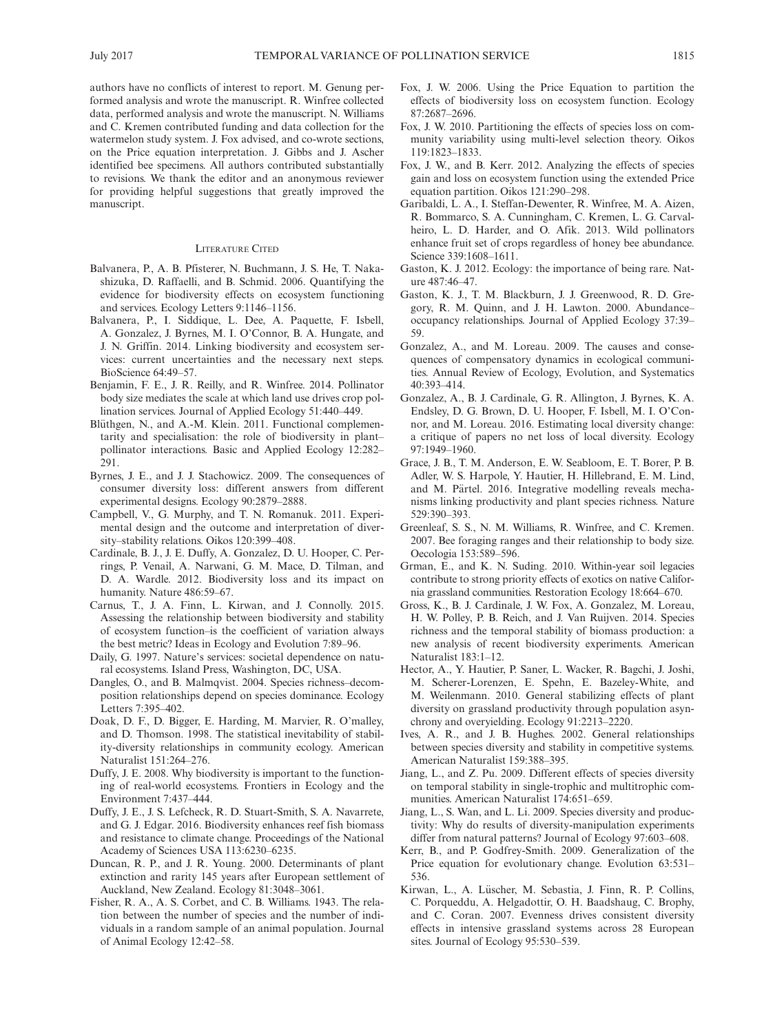authors have no conflicts of interest to report. M. Genung performed analysis and wrote the manuscript. R. Winfree collected data, performed analysis and wrote the manuscript. N. Williams and C. Kremen contributed funding and data collection for the watermelon study system. J. Fox advised, and co-wrote sections, on the Price equation interpretation. J. Gibbs and J. Ascher identified bee specimens. All authors contributed substantially to revisions. We thank the editor and an anonymous reviewer for providing helpful suggestions that greatly improved the manuscript.

## Literature Cited

Balvanera, P., A. B. Pfisterer, N. Buchmann, J. S. He, T. Nakashizuka, D. Raffaelli, and B. Schmid. 2006. Quantifying the evidence for biodiversity effects on ecosystem functioning and services. Ecology Letters 9:1146–1156.

Balvanera, P., I. Siddique, L. Dee, A. Paquette, F. Isbell, A. Gonzalez, J. Byrnes, M. I. O'Connor, B. A. Hungate, and J. N. Griffin. 2014. Linking biodiversity and ecosystem services: current uncertainties and the necessary next steps. BioScience 64:49–57.

Benjamin, F. E., J. R. Reilly, and R. Winfree. 2014. Pollinator body size mediates the scale at which land use drives crop pollination services. Journal of Applied Ecology 51:440–449.

Blüthgen, N., and A.-M. Klein. 2011. Functional complementarity and specialisation: the role of biodiversity in plant–pollinator interactions. Basic and Applied Ecology 12:282–291.

Byrnes, J. E., and J. J. Stachowicz. 2009. The consequences of consumer diversity loss: different answers from different experimental designs. Ecology 90:2879–2888.

Campbell, V., G. Murphy, and T. N. Romanuk. 2011. Experimental design and the outcome and interpretation of diversity–stability relations. Oikos 120:399–408.

Cardinale, B. J., J. E. Duffy, A. Gonzalez, D. U. Hooper, C. Perrings, P. Venail, A. Narwani, G. M. Mace, D. Tilman, and D. A. Wardle. 2012. Biodiversity loss and its impact on humanity. Nature 486:59–67.

Carnus, T., J. A. Finn, L. Kirwan, and J. Connolly. 2015. Assessing the relationship between biodiversity and stability of ecosystem function–is the coefficient of variation always the best metric? Ideas in Ecology and Evolution 7:89–96.

Daily, G. 1997. Nature's services: societal dependence on natural ecosystems. Island Press, Washington, DC, USA.

Dangles, O., and B. Malmqvist. 2004. Species richness–decomposition relationships depend on species dominance. Ecology Letters 7:395–402.

Doak, D. F., D. Bigger, E. Harding, M. Marvier, R. O'malley, and D. Thomson. 1998. The statistical inevitability of stability-diversity relationships in community ecology. American Naturalist 151:264–276.

Duffy, J. E. 2008. Why biodiversity is important to the functioning of real-world ecosystems. Frontiers in Ecology and the Environment 7:437–444.

Duffy, J. E., J. S. Lefcheck, R. D. Stuart-Smith, S. A. Navarrete, and G. J. Edgar. 2016. Biodiversity enhances reef fish biomass and resistance to climate change. Proceedings of the National Academy of Sciences USA 113:6230–6235.

Duncan, R. P., and J. R. Young. 2000. Determinants of plant extinction and rarity 145 years after European settlement of Auckland, New Zealand. Ecology 81:3048–3061.

Fisher, R. A., A. S. Corbet, and C. B. Williams. 1943. The relation between the number of species and the number of individuals in a random sample of an animal population. Journal of Animal Ecology 12:42–58.

Fox, J. W. 2006. Using the Price Equation to partition the effects of biodiversity loss on ecosystem function. Ecology 87:2687–2696.

Fox, J. W. 2010. Partitioning the effects of species loss on community variability using multi-level selection theory. Oikos 119:1823–1833.

Fox, J. W., and B. Kerr. 2012. Analyzing the effects of species gain and loss on ecosystem function using the extended Price equation partition. Oikos 121:290–298.

Garibaldi, L. A., I. Steffan-Dewenter, R. Winfree, M. A. Aizen, R. Bommarco, S. A. Cunningham, C. Kremen, L. G. Carvalheiro, L. D. Harder, and O. Afik. 2013. Wild pollinators enhance fruit set of crops regardless of honey bee abundance. Science 339:1608–1611.

Gaston, K. J. 2012. Ecology: the importance of being rare. Nature 487:46–47.

Gaston, K. J., T. M. Blackburn, J. J. Greenwood, R. D. Gregory, R. M. Quinn, and J. H. Lawton. 2000. Abundance–occupancy relationships. Journal of Applied Ecology 37:39–59.

Gonzalez, A., and M. Loreau. 2009. The causes and consequences of compensatory dynamics in ecological communities. Annual Review of Ecology, Evolution, and Systematics 40:393–414.

Gonzalez, A., B. J. Cardinale, G. R. Allington, J. Byrnes, K. A. Endsley, D. G. Brown, D. U. Hooper, F. Isbell, M. I. O'Connor, and M. Loreau. 2016. Estimating local diversity change: a critique of papers no net loss of local diversity. Ecology 97:1949–1960.

Grace, J. B., T. M. Anderson, E. W. Seabloom, E. T. Borer, P. B. Adler, W. S. Harpole, Y. Hautier, H. Hillebrand, E. M. Lind, and M. Pärtel. 2016. Integrative modelling reveals mechanisms linking productivity and plant species richness. Nature 529:390–393.

Greenleaf, S. S., N. M. Williams, R. Winfree, and C. Kremen. 2007. Bee foraging ranges and their relationship to body size. Oecologia 153:589–596.

Grman, E., and K. N. Suding. 2010. Within-year soil legacies contribute to strong priority effects of exotics on native California grassland communities. Restoration Ecology 18:664–670.

Gross, K., B. J. Cardinale, J. W. Fox, A. Gonzalez, M. Loreau, H. W. Polley, P. B. Reich, and J. Van Ruijven. 2014. Species richness and the temporal stability of biomass production: a new analysis of recent biodiversity experiments. American Naturalist 183:1–12.

Hector, A., Y. Hautier, P. Saner, L. Wacker, R. Bagchi, J. Joshi, M. Scherer-Lorenzen, E. Spehn, E. Bazeley-White, and M. Weilenmann. 2010. General stabilizing effects of plant diversity on grassland productivity through population asynchrony and overyielding. Ecology 91:2213–2220.

Ives, A. R., and J. B. Hughes. 2002. General relationships between species diversity and stability in competitive systems. American Naturalist 159:388–395.

Jiang, L., and Z. Pu. 2009. Different effects of species diversity on temporal stability in single-trophic and multitrophic communities. American Naturalist 174:651–659.

Jiang, L., S. Wan, and L. Li. 2009. Species diversity and productivity: Why do results of diversity-manipulation experiments differ from natural patterns? Journal of Ecology 97:603–608.

Kerr, B., and P. Godfrey-Smith. 2009. Generalization of the Price equation for evolutionary change. Evolution 63:531–536.

Kirwan, L., A. Lüscher, M. Sebastia, J. Finn, R. P. Collins, C. Porqueddu, A. Helgadottir, O. H. Baadshaug, C. Brophy, and C. Coran. 2007. Evenness drives consistent diversity effects in intensive grassland systems across 28 European sites. Journal of Ecology 95:530–539.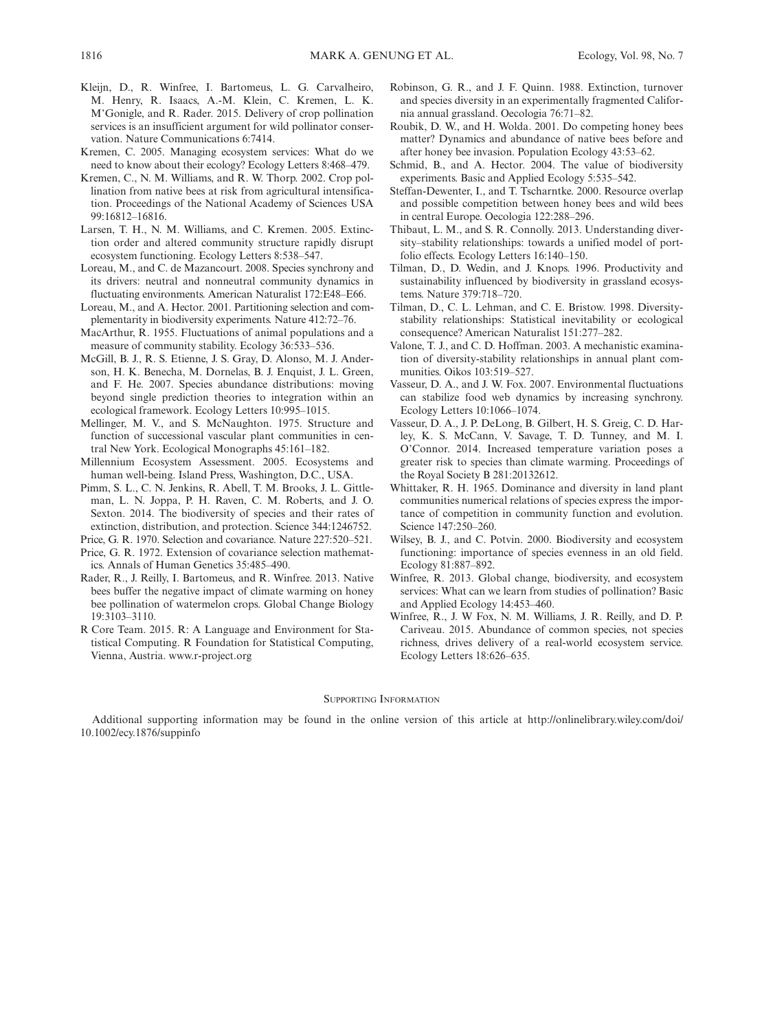Kleijn, D., R. Winfree, I. Bartomeus, L. G. Carvalheiro, M. Henry, R. Isaacs, A.-M. Klein, C. Kremen, L. K. M'Gonigle, and R. Rader. 2015. Delivery of crop pollination services is an insufficient argument for wild pollinator conservation. Nature Communications 6:7414.

Kremen, C. 2005. Managing ecosystem services: What do we need to know about their ecology? Ecology Letters 8:468–479.

Kremen, C., N. M. Williams, and R. W. Thorp. 2002. Crop pollination from native bees at risk from agricultural intensification. Proceedings of the National Academy of Sciences USA 99:16812–16816.

Larsen, T. H., N. M. Williams, and C. Kremen. 2005. Extinction order and altered community structure rapidly disrupt ecosystem functioning. Ecology Letters 8:538–547.

Loreau, M., and C. de Mazancourt. 2008. Species synchrony and its drivers: neutral and nonneutral community dynamics in fluctuating environments. American Naturalist 172:E48–E66.

Loreau, M., and A. Hector. 2001. Partitioning selection and complementarity in biodiversity experiments. Nature 412:72–76.

MacArthur, R. 1955. Fluctuations of animal populations and a measure of community stability. Ecology 36:533–536.

McGill, B. J., R. S. Etienne, J. S. Gray, D. Alonso, M. J. Anderson, H. K. Benecha, M. Dornelas, B. J. Enquist, J. L. Green, and F. He. 2007. Species abundance distributions: moving beyond single prediction theories to integration within an ecological framework. Ecology Letters 10:995–1015.

Mellinger, M. V., and S. McNaughton. 1975. Structure and function of successional vascular plant communities in central New York. Ecological Monographs 45:161–182.

Millennium Ecosystem Assessment. 2005. Ecosystems and human well-being. Island Press, Washington, D.C., USA.

Pimm, S. L., C. N. Jenkins, R. Abell, T. M. Brooks, J. L. Gittleman, L. N. Joppa, P. H. Raven, C. M. Roberts, and J. O. Sexton. 2014. The biodiversity of species and their rates of extinction, distribution, and protection. Science 344:1246752.

Price, G. R. 1970. Selection and covariance. Nature 227:520–521.

Price, G. R. 1972. Extension of covariance selection mathematics. Annals of Human Genetics 35:485–490.

Rader, R., J. Reilly, I. Bartomeus, and R. Winfree. 2013. Native bees buffer the negative impact of climate warming on honey bee pollination of watermelon crops. Global Change Biology 19:3103–3110.

R Core Team. 2015. R: A Language and Environment for Statistical Computing. R Foundation for Statistical Computing, Vienna, Austria. www.r-project.org

Robinson, G. R., and J. F. Quinn. 1988. Extinction, turnover and species diversity in an experimentally fragmented California annual grassland. Oecologia 76:71–82.

Roubik, D. W., and H. Wolda. 2001. Do competing honey bees matter? Dynamics and abundance of native bees before and after honey bee invasion. Population Ecology 43:53–62.

Schmid, B., and A. Hector. 2004. The value of biodiversity experiments. Basic and Applied Ecology 5:535–542.

Steffan-Dewenter, I., and T. Tscharntke. 2000. Resource overlap and possible competition between honey bees and wild bees in central Europe. Oecologia 122:288–296.

Thibaut, L. M., and S. R. Connolly. 2013. Understanding diversity–stability relationships: towards a unified model of portfolio effects. Ecology Letters 16:140–150.

Tilman, D., D. Wedin, and J. Knops. 1996. Productivity and sustainability influenced by biodiversity in grassland ecosystems. Nature 379:718–720.

Tilman, D., C. L. Lehman, and C. E. Bristow. 1998. Diversity-stability relationships: Statistical inevitability or ecological consequence? American Naturalist 151:277–282.

Valone, T. J., and C. D. Hoffman. 2003. A mechanistic examination of diversity-stability relationships in annual plant communities. Oikos 103:519–527.

Vasseur, D. A., and J. W. Fox. 2007. Environmental fluctuations can stabilize food web dynamics by increasing synchrony. Ecology Letters 10:1066–1074.

Vasseur, D. A., J. P. DeLong, B. Gilbert, H. S. Greig, C. D. Harley, K. S. McCann, V. Savage, T. D. Tunney, and M. I. O'Connor. 2014. Increased temperature variation poses a greater risk to species than climate warming. Proceedings of the Royal Society B 281:20132612.

Whittaker, R. H. 1965. Dominance and diversity in land plant communities numerical relations of species express the importance of competition in community function and evolution. Science 147:250–260.

Wilsey, B. J., and C. Potvin. 2000. Biodiversity and ecosystem functioning: importance of species evenness in an old field. Ecology 81:887–892.

Winfree, R. 2013. Global change, biodiversity, and ecosystem services: What can we learn from studies of pollination? Basic and Applied Ecology 14:453–460.

Winfree, R., J. W Fox, N. M. Williams, J. R. Reilly, and D. P. Cariveau. 2015. Abundance of common species, not species richness, drives delivery of a real-world ecosystem service. Ecology Letters 18:626–635.

## Supporting Information

Additional supporting information may be found in the online version of this article at http://onlinelibrary.wiley.com/doi/10.1002/ecy.1876/suppinfo